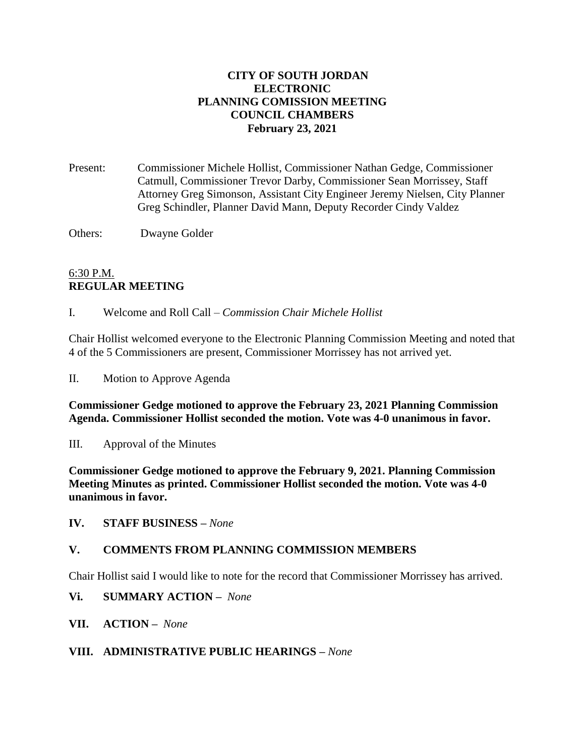# CITY OF SOUTH JORDAN
## ELECTRONIC
## PLANNING COMISSION MEETING
## COUNCIL CHAMBERS
## February 23, 2021

Present: Commissioner Michele Hollist, Commissioner Nathan Gedge, Commissioner Catmull, Commissioner Trevor Darby, Commissioner Sean Morrissey, Staff Attorney Greg Simonson, Assistant City Engineer Jeremy Nielsen, City Planner Greg Schindler, Planner David Mann, Deputy Recorder Cindy Valdez

Others: Dwayne Golder

6:30 P.M.
**REGULAR MEETING**

I. Welcome and Roll Call – *Commission Chair Michele Hollist*

Chair Hollist welcomed everyone to the Electronic Planning Commission Meeting and noted that 4 of the 5 Commissioners are present, Commissioner Morrissey has not arrived yet.

II. Motion to Approve Agenda

**Commissioner Gedge motioned to approve the February 23, 2021 Planning Commission Agenda. Commissioner Hollist seconded the motion. Vote was 4-0 unanimous in favor.**

III. Approval of the Minutes

**Commissioner Gedge motioned to approve the February 9, 2021. Planning Commission Meeting Minutes as printed. Commissioner Hollist seconded the motion. Vote was 4-0 unanimous in favor.**

**IV. STAFF BUSINESS –** *None*

**V. COMMENTS FROM PLANNING COMMISSION MEMBERS**

Chair Hollist said I would like to note for the record that Commissioner Morrissey has arrived.

**Vi. SUMMARY ACTION –** *None*

**VII. ACTION –** *None*

**VIII. ADMINISTRATIVE PUBLIC HEARINGS –** *None*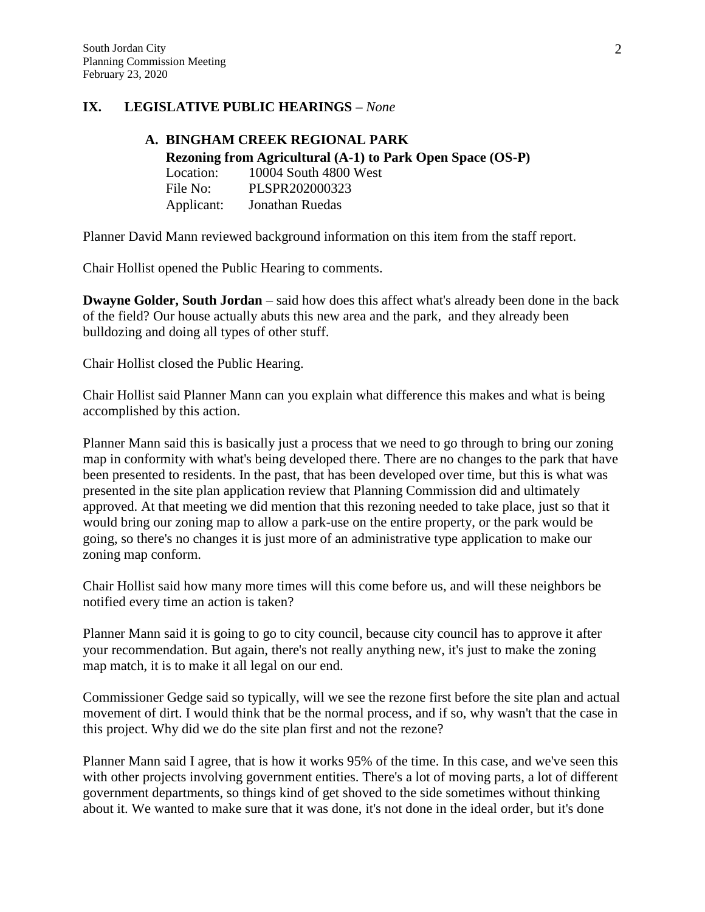## IX. LEGISLATIVE PUBLIC HEARINGS – *None*

### A. BINGHAM CREEK REGIONAL PARK

**Rezoning from Agricultural (A-1) to Park Open Space (OS-P)**

Location: 10004 South 4800 West
File No: PLSPR202000323
Applicant: Jonathan Ruedas

Planner David Mann reviewed background information on this item from the staff report.

Chair Hollist opened the Public Hearing to comments.

**Dwayne Golder, South Jordan** – said how does this affect what's already been done in the back of the field? Our house actually abuts this new area and the park, and they already been bulldozing and doing all types of other stuff.

Chair Hollist closed the Public Hearing.

Chair Hollist said Planner Mann can you explain what difference this makes and what is being accomplished by this action.

Planner Mann said this is basically just a process that we need to go through to bring our zoning map in conformity with what's being developed there. There are no changes to the park that have been presented to residents. In the past, that has been developed over time, but this is what was presented in the site plan application review that Planning Commission did and ultimately approved. At that meeting we did mention that this rezoning needed to take place, just so that it would bring our zoning map to allow a park-use on the entire property, or the park would be going, so there's no changes it is just more of an administrative type application to make our zoning map conform.

Chair Hollist said how many more times will this come before us, and will these neighbors be notified every time an action is taken?

Planner Mann said it is going to go to city council, because city council has to approve it after your recommendation. But again, there's not really anything new, it's just to make the zoning map match, it is to make it all legal on our end.

Commissioner Gedge said so typically, will we see the rezone first before the site plan and actual movement of dirt. I would think that be the normal process, and if so, why wasn't that the case in this project. Why did we do the site plan first and not the rezone?

Planner Mann said I agree, that is how it works 95% of the time. In this case, and we've seen this with other projects involving government entities. There's a lot of moving parts, a lot of different government departments, so things kind of get shoved to the side sometimes without thinking about it. We wanted to make sure that it was done, it's not done in the ideal order, but it's done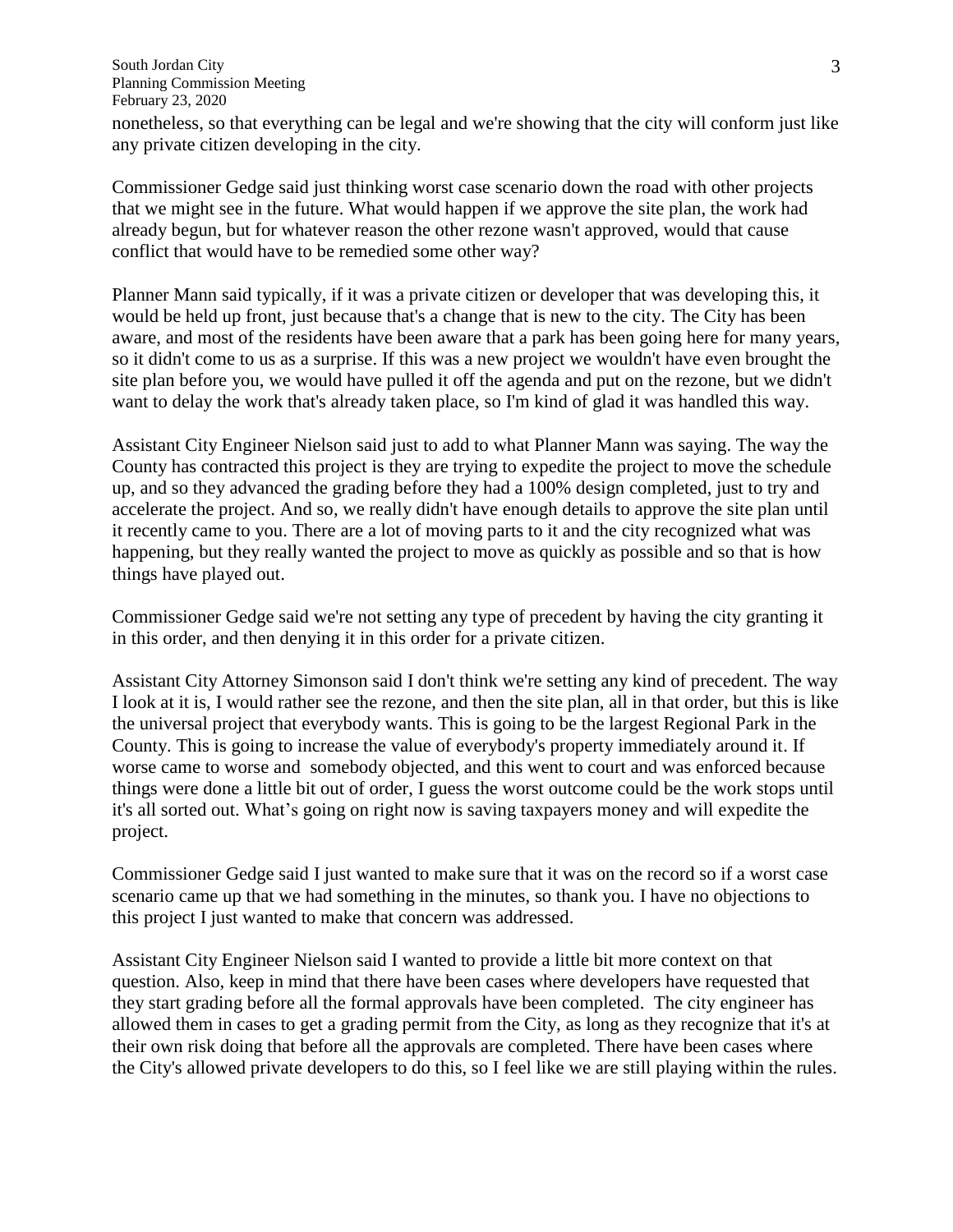nonetheless, so that everything can be legal and we're showing that the city will conform just like any private citizen developing in the city.

Commissioner Gedge said just thinking worst case scenario down the road with other projects that we might see in the future. What would happen if we approve the site plan, the work had already begun, but for whatever reason the other rezone wasn't approved, would that cause conflict that would have to be remedied some other way?

Planner Mann said typically, if it was a private citizen or developer that was developing this, it would be held up front, just because that's a change that is new to the city. The City has been aware, and most of the residents have been aware that a park has been going here for many years, so it didn't come to us as a surprise. If this was a new project we wouldn't have even brought the site plan before you, we would have pulled it off the agenda and put on the rezone, but we didn't want to delay the work that's already taken place, so I'm kind of glad it was handled this way.

Assistant City Engineer Nielson said just to add to what Planner Mann was saying. The way the County has contracted this project is they are trying to expedite the project to move the schedule up, and so they advanced the grading before they had a 100% design completed, just to try and accelerate the project. And so, we really didn't have enough details to approve the site plan until it recently came to you. There are a lot of moving parts to it and the city recognized what was happening, but they really wanted the project to move as quickly as possible and so that is how things have played out.

Commissioner Gedge said we're not setting any type of precedent by having the city granting it in this order, and then denying it in this order for a private citizen.

Assistant City Attorney Simonson said I don't think we're setting any kind of precedent. The way I look at it is, I would rather see the rezone, and then the site plan, all in that order, but this is like the universal project that everybody wants. This is going to be the largest Regional Park in the County. This is going to increase the value of everybody's property immediately around it. If worse came to worse and somebody objected, and this went to court and was enforced because things were done a little bit out of order, I guess the worst outcome could be the work stops until it's all sorted out. What's going on right now is saving taxpayers money and will expedite the project.

Commissioner Gedge said I just wanted to make sure that it was on the record so if a worst case scenario came up that we had something in the minutes, so thank you. I have no objections to this project I just wanted to make that concern was addressed.

Assistant City Engineer Nielson said I wanted to provide a little bit more context on that question. Also, keep in mind that there have been cases where developers have requested that they start grading before all the formal approvals have been completed. The city engineer has allowed them in cases to get a grading permit from the City, as long as they recognize that it's at their own risk doing that before all the approvals are completed. There have been cases where the City's allowed private developers to do this, so I feel like we are still playing within the rules.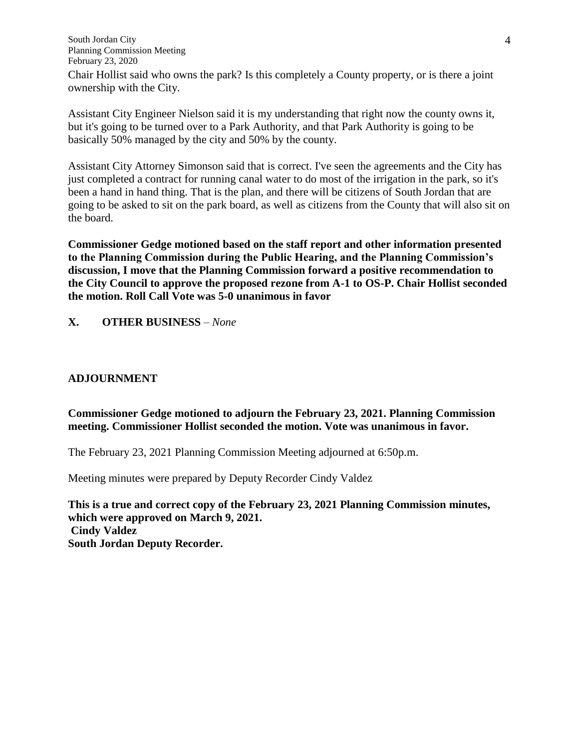Chair Hollist said who owns the park? Is this completely a County property, or is there a joint ownership with the City.

Assistant City Engineer Nielson said it is my understanding that right now the county owns it, but it's going to be turned over to a Park Authority, and that Park Authority is going to be basically 50% managed by the city and 50% by the county.

Assistant City Attorney Simonson said that is correct. I've seen the agreements and the City has just completed a contract for running canal water to do most of the irrigation in the park, so it's been a hand in hand thing. That is the plan, and there will be citizens of South Jordan that are going to be asked to sit on the park board, as well as citizens from the County that will also sit on the board.

**Commissioner Gedge motioned based on the staff report and other information presented to the Planning Commission during the Public Hearing, and the Planning Commission's discussion, I move that the Planning Commission forward a positive recommendation to the City Council to approve the proposed rezone from A-1 to OS-P. Chair Hollist seconded the motion. Roll Call Vote was 5-0 unanimous in favor**

## X. OTHER BUSINESS – *None*

## ADJOURNMENT

**Commissioner Gedge motioned to adjourn the February 23, 2021. Planning Commission meeting. Commissioner Hollist seconded the motion. Vote was unanimous in favor.**

The February 23, 2021 Planning Commission Meeting adjourned at 6:50p.m.

Meeting minutes were prepared by Deputy Recorder Cindy Valdez

**This is a true and correct copy of the February 23, 2021 Planning Commission minutes, which were approved on March 9, 2021.**
**Cindy Valdez**
**South Jordan Deputy Recorder.**